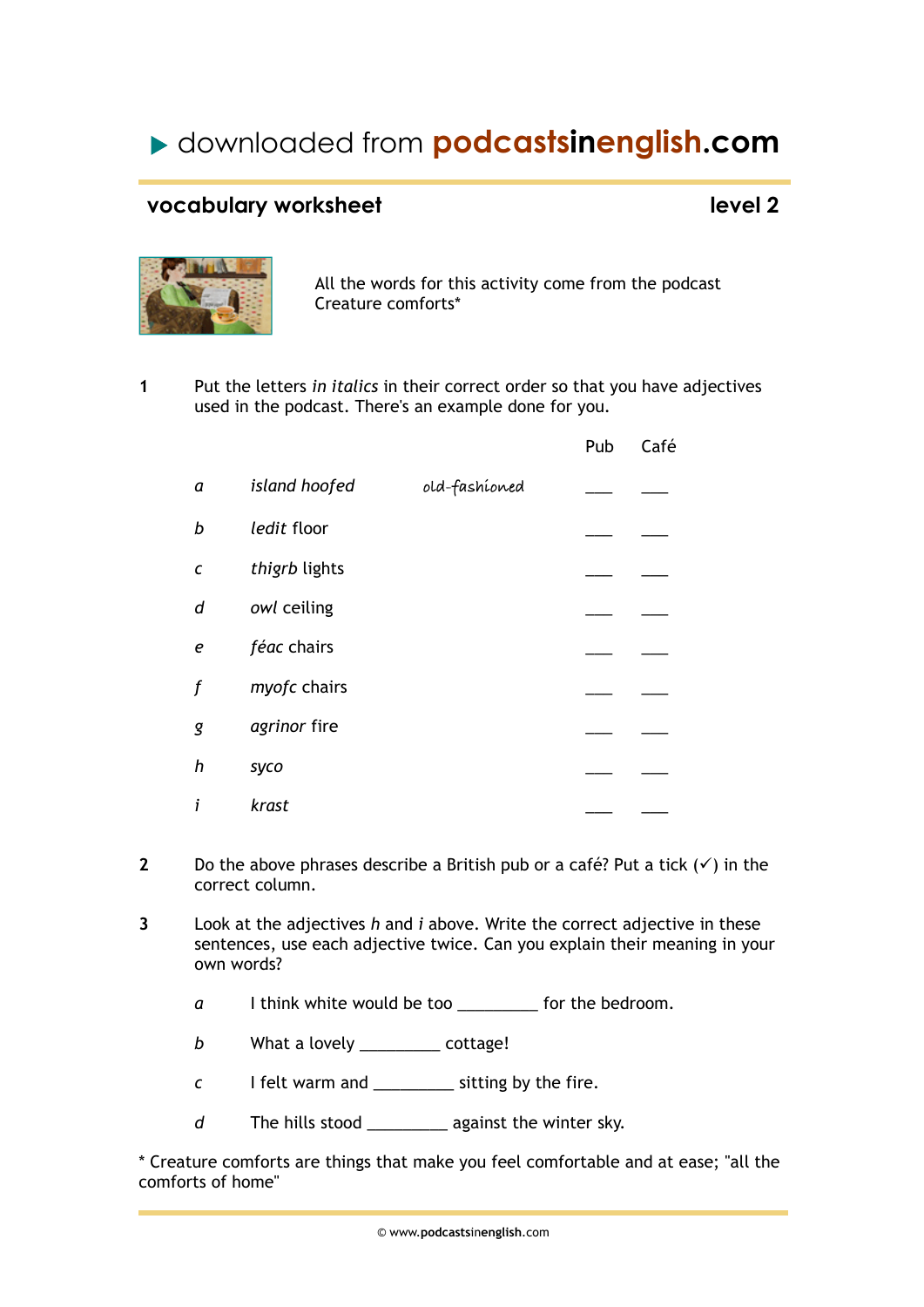# ▶ downloaded from podcastsinenglish.com

## vocabulary worksheet — level 2

All the words for this activity come from the podcast Creature comforts*

**1** Put the letters *in italics* in their correct order so that you have adjectives used in the podcast. There's an example done for you.

| | | | Pub | Café |
|---|---|---|---|---|
| *a* | *island hoofed* | old-fashioned | ___ | ___ |
| *b* | *ledit* floor | | ___ | ___ |
| *c* | *thigrb* lights | | ___ | ___ |
| *d* | *owl* ceiling | | ___ | ___ |
| *e* | *féac* chairs | | ___ | ___ |
| *f* | *myofc* chairs | | ___ | ___ |
| *g* | *agrinor* fire | | ___ | ___ |
| *h* | *syco* | | ___ | ___ |
| *i* | *krast* | | ___ | ___ |

**2** Do the above phrases describe a British pub or a café? Put a tick (✓) in the correct column.

**3** Look at the adjectives *h* and *i* above. Write the correct adjective in these sentences, use each adjective twice. Can you explain their meaning in your own words?

*a* I think white would be too _________ for the bedroom.

*b* What a lovely _________ cottage!

*c* I felt warm and _________ sitting by the fire.

*d* The hills stood _________ against the winter sky.

* Creature comforts are things that make you feel comfortable and at ease; "all the comforts of home"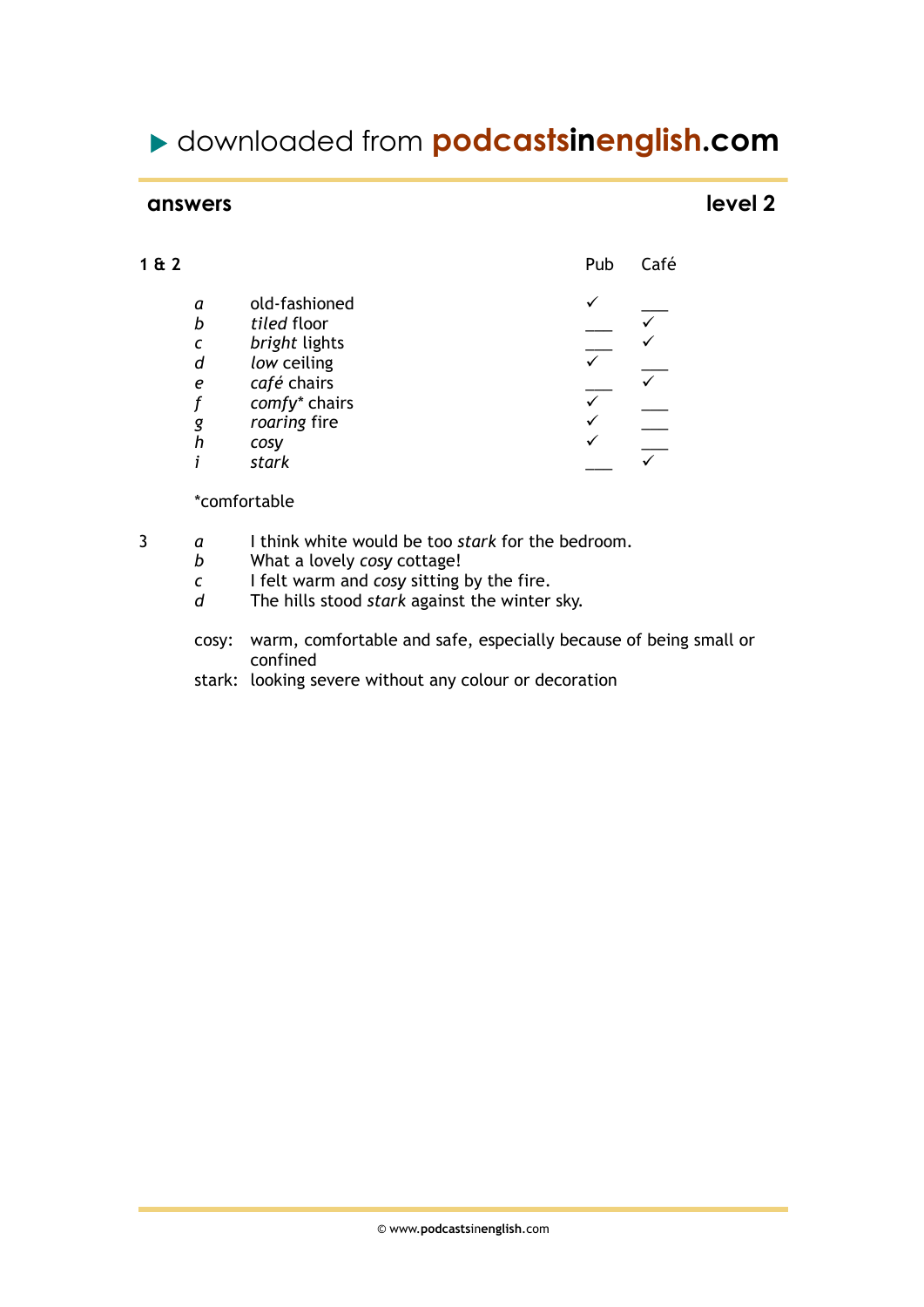▶ downloaded from **podcastsinenglish.com**

## answers

## level 2

**1 & 2**

| | | Pub | Café |
|---|---|---|---|
| *a* | old-fashioned | ✓ | ___ |
| *b* | *tiled* floor | ___ | ✓ |
| *c* | *bright* lights | ___ | ✓ |
| *d* | *low* ceiling | ✓ | ___ |
| *e* | *café* chairs | ___ | ✓ |
| *f* | *comfy** chairs | ✓ | ___ |
| *g* | *roaring* fire | ✓ | ___ |
| *h* | *cosy* | ✓ | ___ |
| *i* | *stark* | ___ | ✓ |

*comfortable

3

*a* I think white would be too *stark* for the bedroom.
*b* What a lovely *cosy* cottage!
*c* I felt warm and *cosy* sitting by the fire.
*d* The hills stood *stark* against the winter sky.

cosy: warm, comfortable and safe, especially because of being small or confined
stark: looking severe without any colour or decoration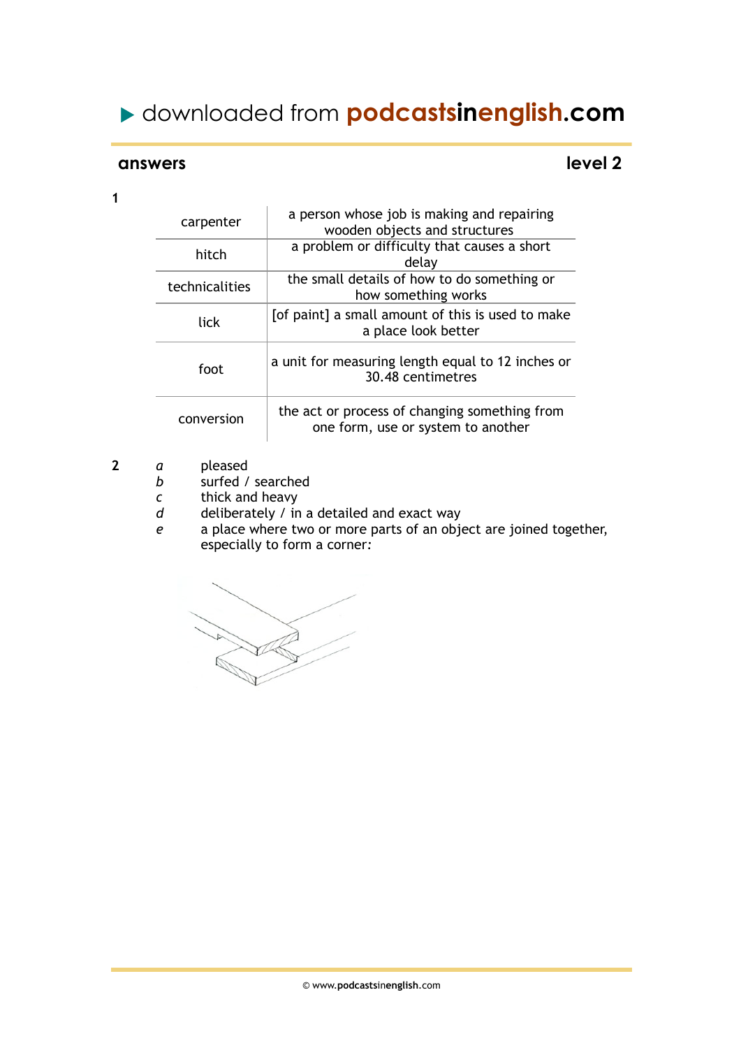▶ downloaded from **podcastsinenglish.com**

## answers

## level 2

**1**

| | |
|---|---|
| carpenter | a person whose job is making and repairing wooden objects and structures |
| hitch | a problem or difficulty that causes a short delay |
| technicalities | the small details of how to do something or how something works |
| lick | [of paint] a small amount of this is used to make a place look better |
| foot | a unit for measuring length equal to 12 inches or 30.48 centimetres |
| conversion | the act or process of changing something from one form, use or system to another |

**2**

*a* pleased
*b* surfed / searched
*c* thick and heavy
*d* deliberately / in a detailed and exact way
*e* a place where two or more parts of an object are joined together, especially to form a corner: